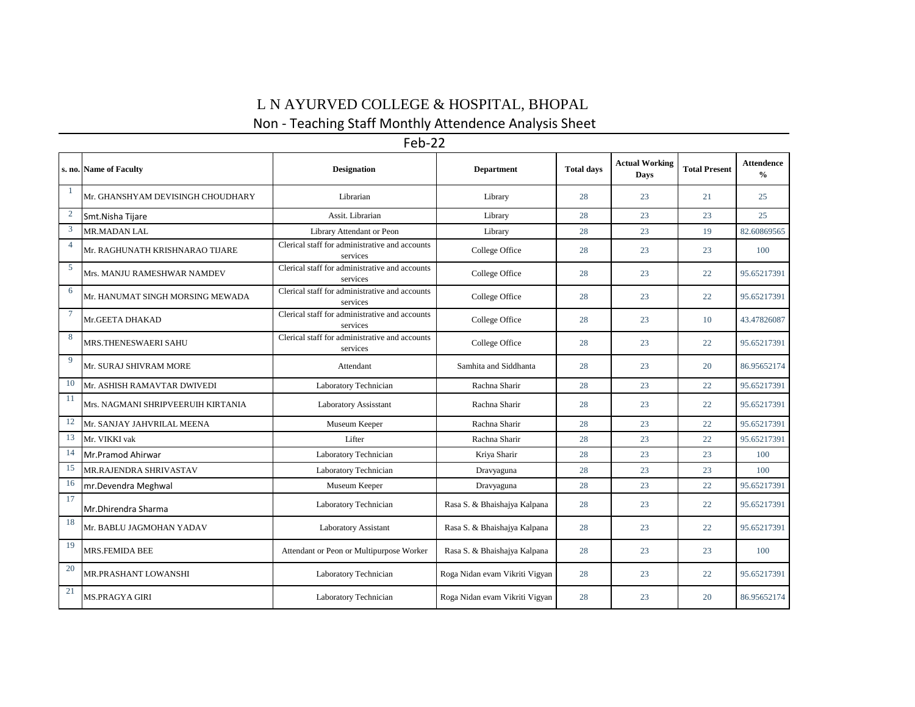# L N AYURVED COLLEGE & HOSPITAL, BHOPAL

## Non - Teaching Staff Monthly Attendence Analysis Sheet

### Feb-22

| s. no. | Name of Faculty | Designation | Department | Total days | Actual Working Days | Total Present | Attendence % |
|---|---|---|---|---|---|---|---|
| 1 | Mr. GHANSHYAM DEVISINGH CHOUDHARY | Librarian | Library | 28 | 23 | 21 | 25 |
| 2 | Smt.Nisha Tijare | Assit. Librarian | Library | 28 | 23 | 23 | 25 |
| 3 | MR.MADAN LAL | Library Attendant or Peon | Library | 28 | 23 | 19 | 82.60869565 |
| 4 | Mr. RAGHUNATH KRISHNARAO TIJARE | Clerical staff for administrative and accounts services | College Office | 28 | 23 | 23 | 100 |
| 5 | Mrs. MANJU RAMESHWAR NAMDEV | Clerical staff for administrative and accounts services | College Office | 28 | 23 | 22 | 95.65217391 |
| 6 | Mr. HANUMAT SINGH MORSING MEWADA | Clerical staff for administrative and accounts services | College Office | 28 | 23 | 22 | 95.65217391 |
| 7 | Mr.GEETA DHAKAD | Clerical staff for administrative and accounts services | College Office | 28 | 23 | 10 | 43.47826087 |
| 8 | MRS.THENESWAERI SAHU | Clerical staff for administrative and accounts services | College Office | 28 | 23 | 22 | 95.65217391 |
| 9 | Mr. SURAJ SHIVRAM MORE | Attendant | Samhita and Siddhanta | 28 | 23 | 20 | 86.95652174 |
| 10 | Mr. ASHISH RAMAVTAR DWIVEDI | Laboratory Technician | Rachna Sharir | 28 | 23 | 22 | 95.65217391 |
| 11 | Mrs. NAGMANI SHRIPVEERUIH KIRTANIA | Laboratory Assisstant | Rachna Sharir | 28 | 23 | 22 | 95.65217391 |
| 12 | Mr. SANJAY JAHVRILAL MEENA | Museum Keeper | Rachna Sharir | 28 | 23 | 22 | 95.65217391 |
| 13 | Mr. VIKKI vak | Lifter | Rachna Sharir | 28 | 23 | 22 | 95.65217391 |
| 14 | Mr.Pramod Ahirwar | Laboratory Technician | Kriya Sharir | 28 | 23 | 23 | 100 |
| 15 | MR.RAJENDRA SHRIVASTAV | Laboratory Technician | Dravyaguna | 28 | 23 | 23 | 100 |
| 16 | mr.Devendra Meghwal | Museum Keeper | Dravyaguna | 28 | 23 | 22 | 95.65217391 |
| 17 | Mr.Dhirendra Sharma | Laboratory Technician | Rasa S. & Bhaishajya Kalpana | 28 | 23 | 22 | 95.65217391 |
| 18 | Mr. BABLU JAGMOHAN YADAV | Laboratory Assistant | Rasa S. & Bhaishajya Kalpana | 28 | 23 | 22 | 95.65217391 |
| 19 | MRS.FEMIDA BEE | Attendant or Peon or Multipurpose Worker | Rasa S. & Bhaishajya Kalpana | 28 | 23 | 23 | 100 |
| 20 | MR.PRASHANT LOWANSHI | Laboratory Technician | Roga Nidan evam Vikriti Vigyan | 28 | 23 | 22 | 95.65217391 |
| 21 | MS.PRAGYA GIRI | Laboratory Technician | Roga Nidan evam Vikriti Vigyan | 28 | 23 | 20 | 86.95652174 |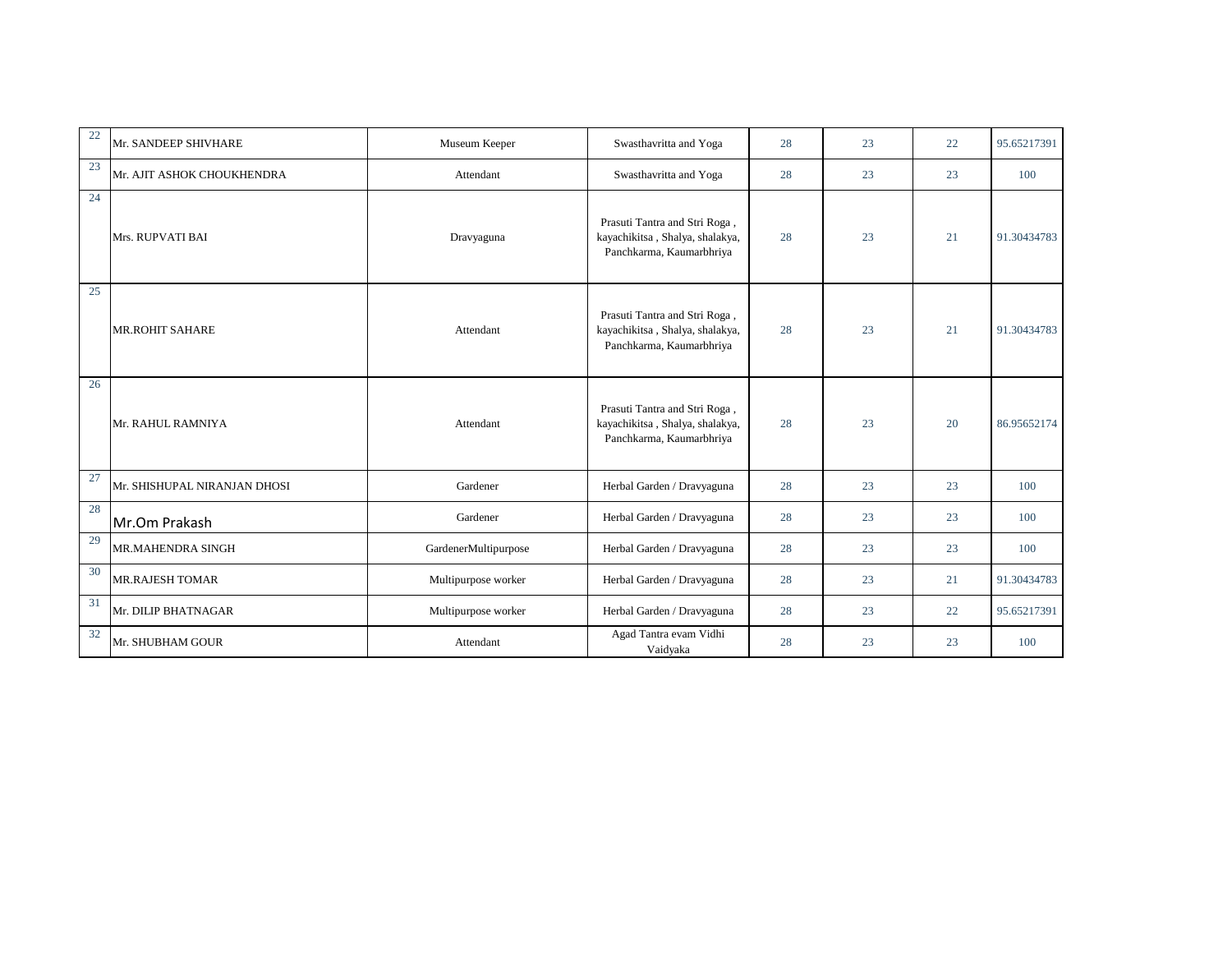| | | | | | | | |
|---|---|---|---|---|---|---|---|
| 22 | Mr. SANDEEP SHIVHARE | Museum Keeper | Swasthavritta and Yoga | 28 | 23 | 22 | 95.65217391 |
| 23 | Mr. AJIT ASHOK CHOUKHENDRA | Attendant | Swasthavritta and Yoga | 28 | 23 | 23 | 100 |
| 24 | Mrs. RUPVATI BAI | Dravyaguna | Prasuti Tantra and Stri Roga , kayachikitsa , Shalya, shalakya, Panchkarma, Kaumarbhriya | 28 | 23 | 21 | 91.30434783 |
| 25 | MR.ROHIT SAHARE | Attendant | Prasuti Tantra and Stri Roga , kayachikitsa , Shalya, shalakya, Panchkarma, Kaumarbhriya | 28 | 23 | 21 | 91.30434783 |
| 26 | Mr. RAHUL RAMNIYA | Attendant | Prasuti Tantra and Stri Roga , kayachikitsa , Shalya, shalakya, Panchkarma, Kaumarbhriya | 28 | 23 | 20 | 86.95652174 |
| 27 | Mr. SHISHUPAL NIRANJAN DHOSI | Gardener | Herbal Garden / Dravyaguna | 28 | 23 | 23 | 100 |
| 28 | Mr.Om Prakash | Gardener | Herbal Garden / Dravyaguna | 28 | 23 | 23 | 100 |
| 29 | MR.MAHENDRA SINGH | GardenerMultipurpose | Herbal Garden / Dravyaguna | 28 | 23 | 23 | 100 |
| 30 | MR.RAJESH TOMAR | Multipurpose worker | Herbal Garden / Dravyaguna | 28 | 23 | 21 | 91.30434783 |
| 31 | Mr. DILIP BHATNAGAR | Multipurpose worker | Herbal Garden / Dravyaguna | 28 | 23 | 22 | 95.65217391 |
| 32 | Mr. SHUBHAM GOUR | Attendant | Agad Tantra evam Vidhi Vaidyaka | 28 | 23 | 23 | 100 |